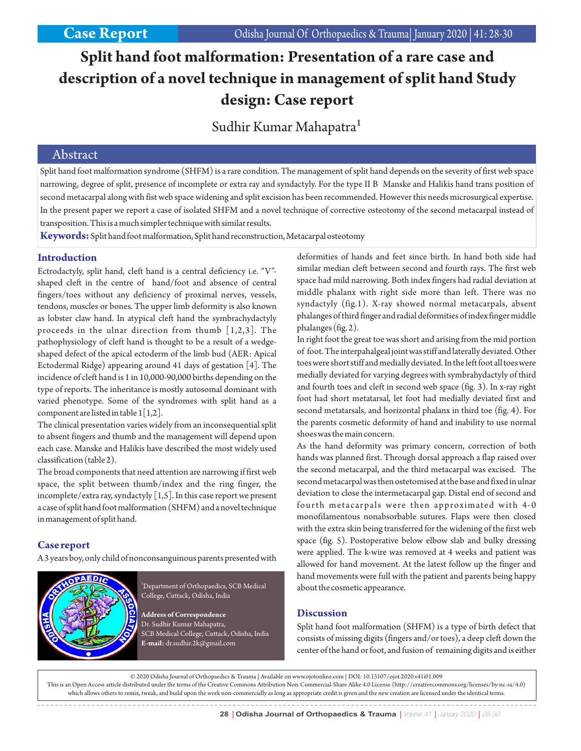Case Report

# Split hand foot malformation: Presentation of a rare case and description of a novel technique in management of split hand Study design: Case report

Sudhir Kumar Mahapatra[1]

## Abstract

Split hand foot malformation syndrome (SHFM) is a rare condition. The management of split hand depends on the severity of first web space narrowing, degree of split, presence of incomplete or extra ray and syndactyly. For the type II B Manske and Halikis hand trans position of second metacarpal along with fist web space widening and split excision has been recommended. However this needs microsurgical expertise. In the present paper we report a case of isolated SHFM and a novel technique of corrective osteotomy of the second metacarpal instead of transposition. This is a much simpler technique with similar results.

**Keywords:** Split hand foot malformation, Split hand reconstruction, Metacarpal osteotomy

## Introduction

Ectrodactyly, split hand, cleft hand is a central deficiency i.e. "V"-shaped cleft in the centre of hand/foot and absence of central fingers/toes without any deficiency of proximal nerves, vessels, tendons, muscles or bones. The upper limb deformity is also known as lobster claw hand. In atypical cleft hand the symbrachydactyly proceeds in the ulnar direction from thumb [1,2,3]. The pathophysiology of cleft hand is thought to be a result of a wedge-shaped defect of the apical ectoderm of the limb bud (AER: Apical Ectodermal Ridge) appearing around 41 days of gestation [4]. The incidence of cleft hand is 1 in 10,000-90,000 births depending on the type of reports. The inheritance is mostly autosomal dominant with varied phenotype. Some of the syndromes with split hand as a component are listed in table 1[1,2].

The clinical presentation varies widely from an inconsequential split to absent fingers and thumb and the management will depend upon each case. Manske and Halikis have described the most widely used classification (table 2).

The broad components that need attention are narrowing if first web space, the split between thumb/index and the ring finger, the incomplete/extra ray, syndactyly [1,5]. In this case report we present a case of split hand foot malformation (SHFM) and a novel technique in management of split hand.

## Case report

A 3 years boy, only child of nonconsanguinous parents presented with deformities of hands and feet since birth. In hand both side had similar median cleft between second and fourth rays. The first web space had mild narrowing. Both index fingers had radial deviation at middle phalanx with right side more than left. There was no syndactyly (fig.1). X-ray showed normal metacarpals, absent phalanges of third finger and radial deformities of index finger middle phalanges (fig. 2).

In right foot the great toe was short and arising from the mid portion of foot. The interpahalgeal joint was stiff and laterally deviated. Other toes were short stiff and medially deviated. In the left foot all toes were medially deviated for varying degrees with symbrahydactyly of third and fourth toes and cleft in second web space (fig. 3). In x-ray right foot had short metatarsal, let foot had medially deviated first and second metatarsals, and horizontal phalanx in third toe (fig. 4). For the parents cosmetic deformity of hand and inability to use normal shoes was the main concern.

As the hand deformity was primary concern, correction of both hands was planned first. Through dorsal approach a flap raised over the second metacarpal, and the third metacarpal was excised. The second metacarpal was then ostetomised at the base and fixed in ulnar deviation to close the intermetacarpal gap. Distal end of second and fourth metacarpals were then approximated with 4-0 monofilamentous nonabsorbable sutures. Flaps were then closed with the extra skin being transferred for the widening of the first web space (fig. 5). Postoperative below elbow slab and bulky dressing were applied. The k-wire was removed at 4 weeks and patient was allowed for hand movement. At the latest follow up the finger and hand movements were full with the patient and parents being happy about the cosmetic appearance.

## Discussion

Split hand foot malformation (SHFM) is a type of birth defect that consists of missing digits (fingers and/or toes), a deep cleft down the center of the hand or foot, and fusion of remaining digits and is either

[1]Department of Orthopaedics, SCB Medical College, Cuttack, Odisha, India

**Address of Correspondence**
Dr. Sudhir Kumar Mahapatra,
SCB Medical College, Cuttack, Odisha, India
**E-mail:** dr.sudhir.2k@gmail.com

© 2020 Odisha Journal of Orthopaedics & Trauma | Available on www.ojotonline.com | DOI: 10.13107/ojot.2020.v41i01.009
This is an Open Access article distributed under the terms of the Creative Commons Attribution Non-Commercial-Share Alike 4.0 License (http://creativecommons.org/licenses/by-nc-sa/4.0) which allows others to remix, tweak, and build upon the work non-commercially as long as appropriate credit is given and the new creation are licensed under the identical terms.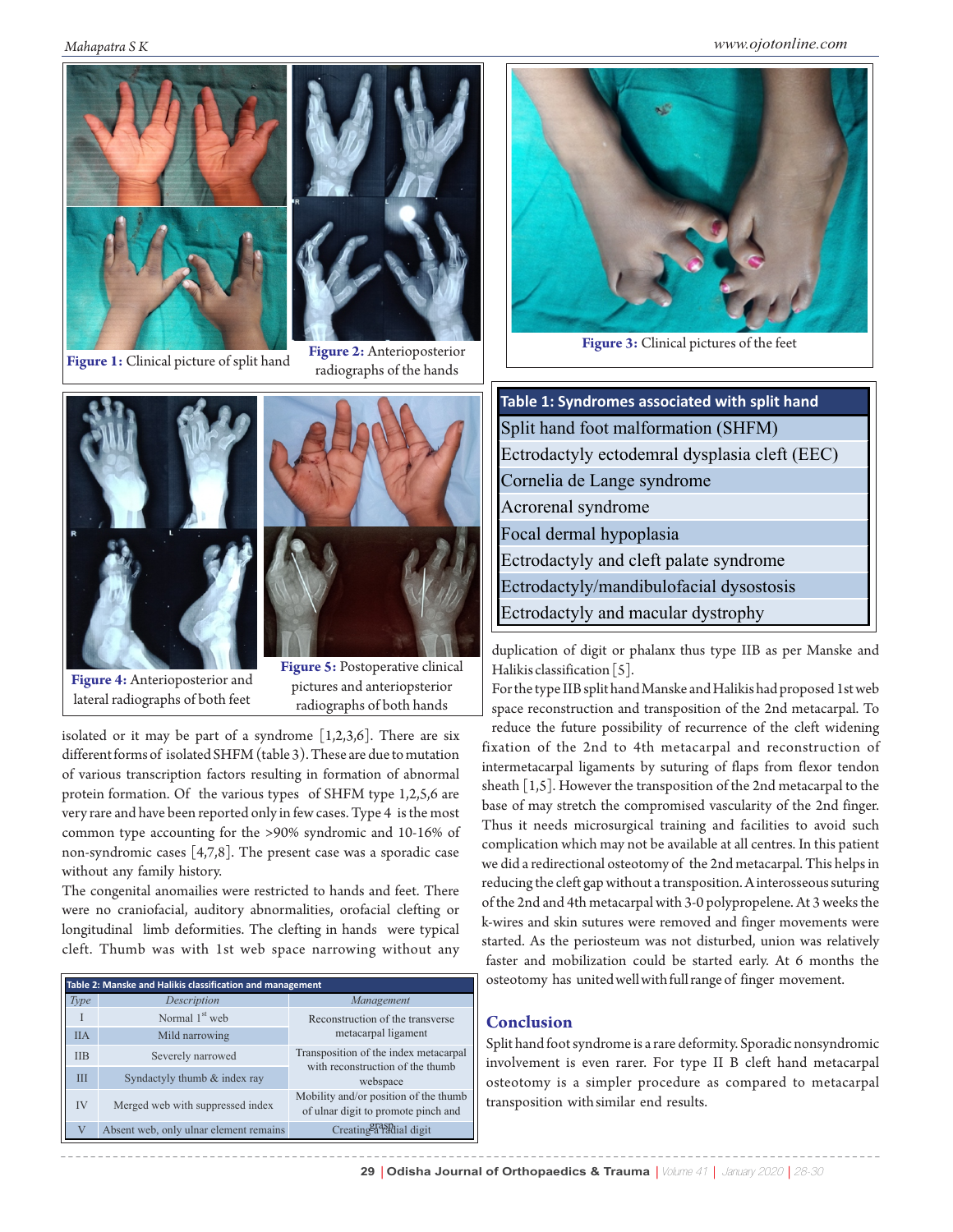Figure 1: Clinical picture of split hand

Figure 2: Anterioposterior radiographs of the hands

Figure 3: Clinical pictures of the feet

| Table 1: Syndromes associated with split hand |
|---|
| Split hand foot malformation (SHFM) |
| Ectrodactyly ectodemral dysplasia cleft (EEC) |
| Cornelia de Lange syndrome |
| Acrorenal syndrome |
| Focal dermal hypoplasia |
| Ectrodactyly and cleft palate syndrome |
| Ectrodactyly/mandibulofacial dysostosis |
| Ectrodactyly and macular dystrophy |

Figure 4: Anterioposterior and lateral radiographs of both feet

Figure 5: Postoperative clinical pictures and anteriopsterior radiographs of both hands

isolated or it may be part of a syndrome [1,2,3,6]. There are six different forms of isolated SHFM (table 3). These are due to mutation of various transcription factors resulting in formation of abnormal protein formation. Of the various types of SHFM type 1,2,5,6 are very rare and have been reported only in few cases. Type 4 is the most common type accounting for the >90% syndromic and 10-16% of non-syndromic cases [4,7,8]. The present case was a sporadic case without any family history.

The congenital anomailies were restricted to hands and feet. There were no craniofacial, auditory abnormalities, orofacial clefting or longitudinal limb deformities. The clefting in hands were typical cleft. Thumb was with 1st web space narrowing without any duplication of digit or phalanx thus type IIB as per Manske and Halikis classification [5].

For the type IIB split hand Manske and Halikis had proposed 1st web space reconstruction and transposition of the 2nd metacarpal. To reduce the future possibility of recurrence of the cleft widening fixation of the 2nd to 4th metacarpal and reconstruction of intermetacarpal ligaments by suturing of flaps from flexor tendon sheath [1,5]. However the transposition of the 2nd metacarpal to the base of may stretch the compromised vascularity of the 2nd finger. Thus it needs microsurgical training and facilities to avoid such complication which may not be available at all centres. In this patient we did a redirectional osteotomy of the 2nd metacarpal. This helps in reducing the cleft gap without a transposition. A interosseous suturing of the 2nd and 4th metacarpal with 3-0 polypropelene. At 3 weeks the k-wires and skin sutures were removed and finger movements were started. As the periosteum was not disturbed, union was relatively faster and mobilization could be started early. At 6 months the osteotomy has united well with full range of finger movement.

**Table 2: Manske and Halikis classification and management**

| *Type* | *Description* | *Management* |
|---|---|---|
| I | Normal 1st web | Reconstruction of the transverse metacarpal ligament |
| IIA | Mild narrowing | |
| IIB | Severely narrowed | Transposition of the index metacarpal with reconstruction of the thumb webspace |
| III | Syndactyly thumb & index ray | |
| IV | Merged web with suppressed index | Mobility and/or position of the thumb of ulnar digit to promote pinch and grasp |
| V | Absent web, only ulnar element remains | Creating a radial digit |

## Conclusion

Split hand foot syndrome is a rare deformity. Sporadic nonsyndromic involvement is even rarer. For type II B cleft hand metacarpal osteotomy is a simpler procedure as compared to metacarpal transposition with similar end results.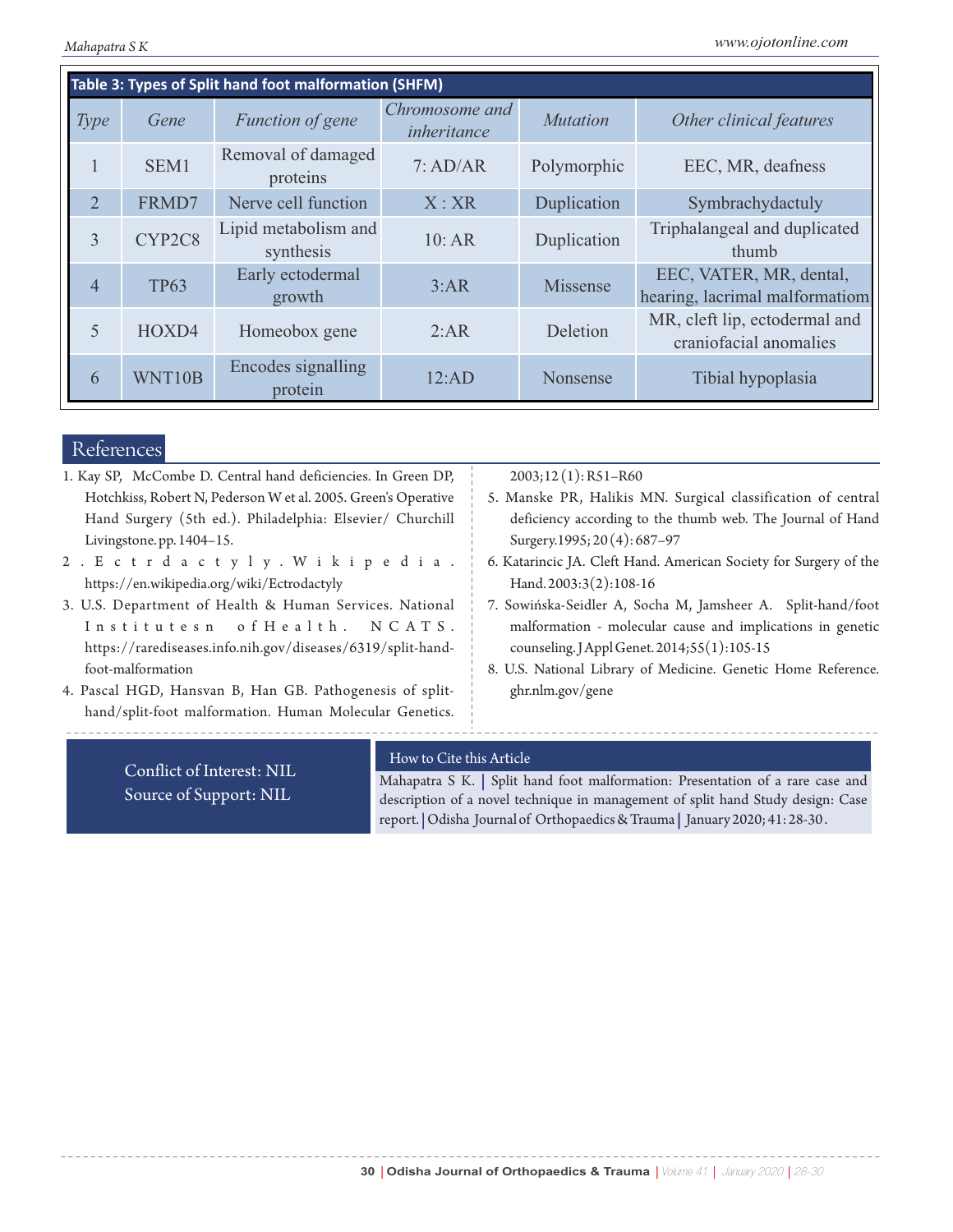**Table 3: Types of Split hand foot malformation (SHFM)**

| *Type* | *Gene* | *Function of gene* | *Chromosome and inheritance* | *Mutation* | *Other clinical features* |
|---|---|---|---|---|---|
| 1 | SEM1 | Removal of damaged proteins | 7: AD/AR | Polymorphic | EEC, MR, deafness |
| 2 | FRMD7 | Nerve cell function | X : XR | Duplication | Symbrachydactuly |
| 3 | CYP2C8 | Lipid metabolism and synthesis | 10: AR | Duplication | Triphalangeal and duplicated thumb |
| 4 | TP63 | Early ectodermal growth | 3:AR | Missense | EEC, VATER, MR, dental, hearing, lacrimal malformatiom |
| 5 | HOXD4 | Homeobox gene | 2:AR | Deletion | MR, cleft lip, ectodermal and craniofacial anomalies |
| 6 | WNT10B | Encodes signalling protein | 12:AD | Nonsense | Tibial hypoplasia |

## References

1. Kay SP, McCombe D. Central hand deficiencies. In Green DP, Hotchkiss, Robert N, Pederson W et al. 2005. Green's Operative Hand Surgery (5th ed.). Philadelphia: Elsevier/ Churchill Livingstone. pp. 1404–15.
2. Ectrdactyly. Wikipedia. https://en.wikipedia.org/wiki/Ectrodactyly
3. U.S. Department of Health & Human Services. National Institutesn of Health. NCATS. https://rarediseases.info.nih.gov/diseases/6319/split-hand-foot-malformation
4. Pascal HGD, Hansvan B, Han GB. Pathogenesis of split-hand/split-foot malformation. Human Molecular Genetics. 2003;12(1):R51–R60
5. Manske PR, Halikis MN. Surgical classification of central deficiency according to the thumb web. The Journal of Hand Surgery.1995;20(4):687–97
6. Katarincic JA. Cleft Hand. American Society for Surgery of the Hand. 2003:3(2):108-16
7. Sowińska-Seidler A, Socha M, Jamsheer A. Split-hand/foot malformation - molecular cause and implications in genetic counseling. J Appl Genet. 2014;55(1):105-15
8. U.S. National Library of Medicine. Genetic Home Reference. ghr.nlm.nov/gene

Conflict of Interest: NIL
Source of Support: NIL

**How to Cite this Article**

Mahapatra S K. | Split hand foot malformation: Presentation of a rare case and description of a novel technique in management of split hand Study design: Case report. | Odisha Journal of Orthopaedics & Trauma | January 2020; 41: 28-30.